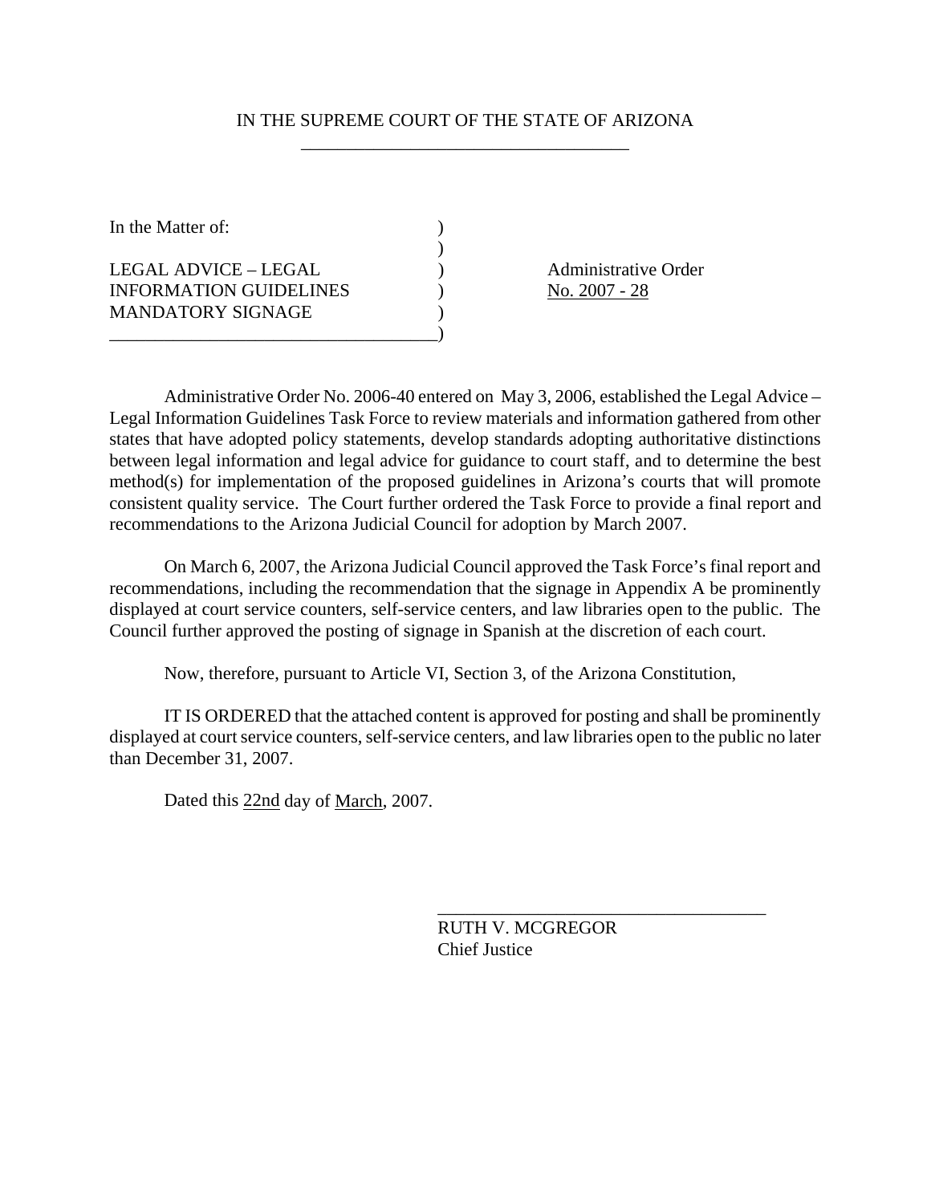IN THE SUPREME COURT OF THE STATE OF ARIZONA

| | |
|---|---|
| In the Matter of:<br><br>LEGAL ADVICE – LEGAL INFORMATION GUIDELINES MANDATORY SIGNAGE | Administrative Order No. 2007 - 28 |

Administrative Order No. 2006-40 entered on May 3, 2006, established the Legal Advice – Legal Information Guidelines Task Force to review materials and information gathered from other states that have adopted policy statements, develop standards adopting authoritative distinctions between legal information and legal advice for guidance to court staff, and to determine the best method(s) for implementation of the proposed guidelines in Arizona's courts that will promote consistent quality service. The Court further ordered the Task Force to provide a final report and recommendations to the Arizona Judicial Council for adoption by March 2007.

On March 6, 2007, the Arizona Judicial Council approved the Task Force's final report and recommendations, including the recommendation that the signage in Appendix A be prominently displayed at court service counters, self-service centers, and law libraries open to the public. The Council further approved the posting of signage in Spanish at the discretion of each court.

Now, therefore, pursuant to Article VI, Section 3, of the Arizona Constitution,

IT IS ORDERED that the attached content is approved for posting and shall be prominently displayed at court service counters, self-service centers, and law libraries open to the public no later than December 31, 2007.

Dated this 22nd day of March, 2007.

RUTH V. MCGREGOR
Chief Justice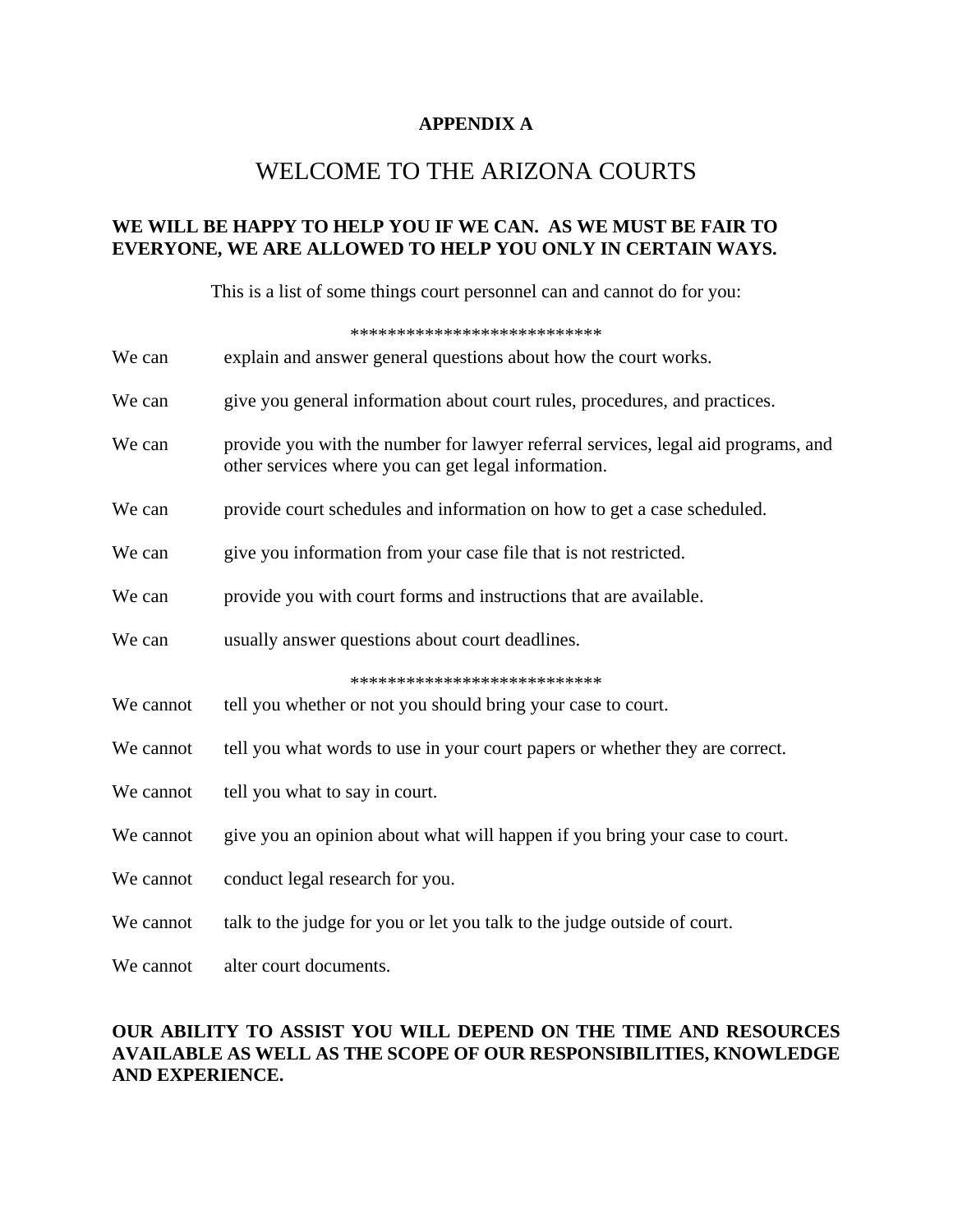**APPENDIX A**

# WELCOME TO THE ARIZONA COURTS

**WE WILL BE HAPPY TO HELP YOU IF WE CAN. AS WE MUST BE FAIR TO EVERYONE, WE ARE ALLOWED TO HELP YOU ONLY IN CERTAIN WAYS.**

This is a list of some things court personnel can and cannot do for you:

***************************

We can explain and answer general questions about how the court works.

We can give you general information about court rules, procedures, and practices.

We can provide you with the number for lawyer referral services, legal aid programs, and other services where you can get legal information.

We can provide court schedules and information on how to get a case scheduled.

We can give you information from your case file that is not restricted.

We can provide you with court forms and instructions that are available.

We can usually answer questions about court deadlines.

***************************

We cannot tell you whether or not you should bring your case to court.

We cannot tell you what words to use in your court papers or whether they are correct.

We cannot tell you what to say in court.

We cannot give you an opinion about what will happen if you bring your case to court.

We cannot conduct legal research for you.

We cannot talk to the judge for you or let you talk to the judge outside of court.

We cannot alter court documents.

**OUR ABILITY TO ASSIST YOU WILL DEPEND ON THE TIME AND RESOURCES AVAILABLE AS WELL AS THE SCOPE OF OUR RESPONSIBILITIES, KNOWLEDGE AND EXPERIENCE.**